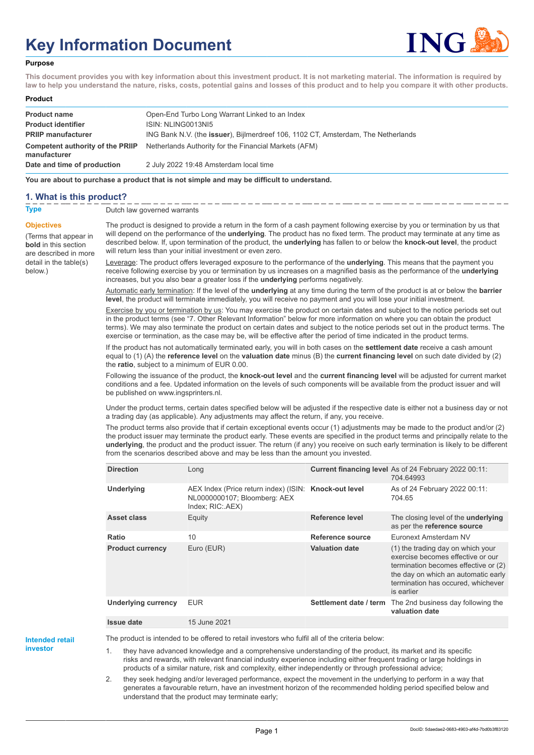# Key Information Document

**Purpose**

**This document provides you with key information about this investment product. It is not marketing material. The information is required by law to help you understand the nature, risks, costs, potential gains and losses of this product and to help you compare it with other products.**

**Product**

| | |
|---|---|
| **Product name** | Open-End Turbo Long Warrant Linked to an Index |
| **Product identifier** | ISIN: NLING0013NI5 |
| **PRIIP manufacturer** | ING Bank N.V. (the **issuer**), Bijlmerdreef 106, 1102 CT, Amsterdam, The Netherlands |
| **Competent authority of the PRIIP manufacturer** | Netherlands Authority for the Financial Markets (AFM) |
| **Date and time of production** | 2 July 2022 19:48 Amsterdam local time |

**You are about to purchase a product that is not simple and may be difficult to understand.**

## 1. What is this product?

**Type**

Dutch law governed warrants

**Objectives**

(Terms that appear in **bold** in this section are described in more detail in the table(s) below.)

The product is designed to provide a return in the form of a cash payment following exercise by you or termination by us that will depend on the performance of the **underlying**. The product has no fixed term. The product may terminate at any time as described below. If, upon termination of the product, the **underlying** has fallen to or below the **knock-out level**, the product will return less than your initial investment or even zero.

Leverage: The product offers leveraged exposure to the performance of the **underlying**. This means that the payment you receive following exercise by you or termination by us increases on a magnified basis as the performance of the **underlying** increases, but you also bear a greater loss if the **underlying** performs negatively.

Automatic early termination: If the level of the **underlying** at any time during the term of the product is at or below the **barrier level**, the product will terminate immediately, you will receive no payment and you will lose your initial investment.

Exercise by you or termination by us: You may exercise the product on certain dates and subject to the notice periods set out in the product terms (see "7. Other Relevant Information" below for more information on where you can obtain the product terms). We may also terminate the product on certain dates and subject to the notice periods set out in the product terms. The exercise or termination, as the case may be, will be effective after the period of time indicated in the product terms.

If the product has not automatically terminated early, you will in both cases on the **settlement date** receive a cash amount equal to (1) (A) the **reference level** on the **valuation date** minus (B) the **current financing level** on such date divided by (2) the **ratio**, subject to a minimum of EUR 0.00.

Following the issuance of the product, the **knock-out level** and the **current financing level** will be adjusted for current market conditions and a fee. Updated information on the levels of such components will be available from the product issuer and will be published on www.ingsprinters.nl.

Under the product terms, certain dates specified below will be adjusted if the respective date is either not a business day or not a trading day (as applicable). Any adjustments may affect the return, if any, you receive.

The product terms also provide that if certain exceptional events occur (1) adjustments may be made to the product and/or (2) the product issuer may terminate the product early. These events are specified in the product terms and principally relate to the **underlying**, the product and the product issuer. The return (if any) you receive on such early termination is likely to be different from the scenarios described above and may be less than the amount you invested.

| | | | |
|---|---|---|---|
| **Direction** | Long | **Current financing level** | As of 24 February 2022 00:11: 704.64993 |
| **Underlying** | AEX Index (Price return index) (ISIN: NL0000000107; Bloomberg: AEX Index; RIC:.AEX) | **Knock-out level** | As of 24 February 2022 00:11: 704.65 |
| **Asset class** | Equity | **Reference level** | The closing level of the **underlying** as per the **reference source** |
| **Ratio** | 10 | **Reference source** | Euronext Amsterdam NV |
| **Product currency** | Euro (EUR) | **Valuation date** | (1) the trading day on which your exercise becomes effective or our termination becomes effective or (2) the day on which an automatic early termination has occured, whichever is earlier |
| **Underlying currency** | EUR | **Settlement date / term** | The 2nd business day following the **valuation date** |
| **Issue date** | 15 June 2021 | | |

**Intended retail investor**

The product is intended to be offered to retail investors who fulfil all of the criteria below:

1. they have advanced knowledge and a comprehensive understanding of the product, its market and its specific risks and rewards, with relevant financial industry experience including either frequent trading or large holdings in products of a similar nature, risk and complexity, either independently or through professional advice;
2. they seek hedging and/or leveraged performance, expect the movement in the underlying to perform in a way that generates a favourable return, have an investment horizon of the recommended holding period specified below and understand that the product may terminate early;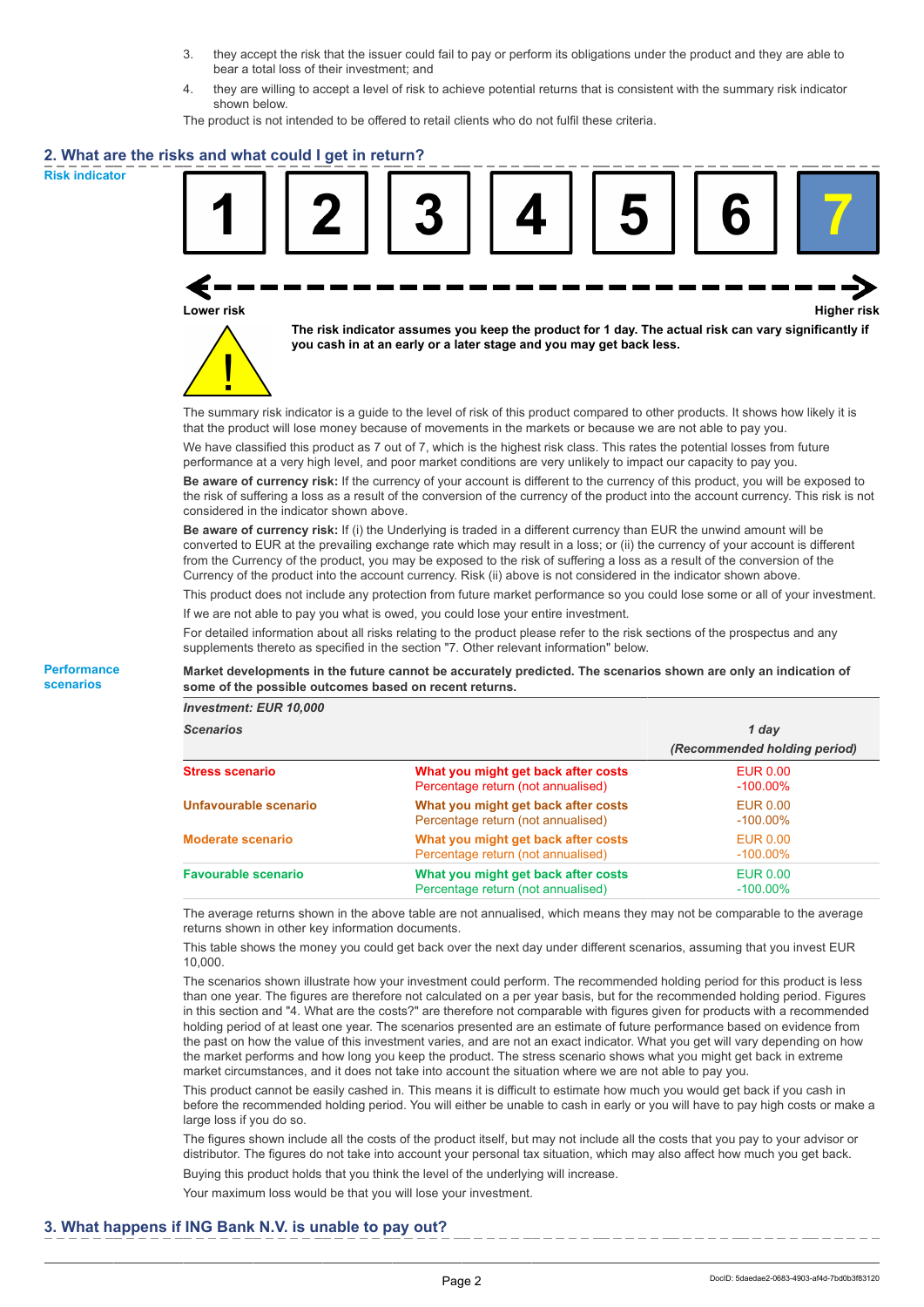3. they accept the risk that the issuer could fail to pay or perform its obligations under the product and they are able to bear a total loss of their investment; and
4. they are willing to accept a level of risk to achieve potential returns that is consistent with the summary risk indicator shown below.

The product is not intended to be offered to retail clients who do not fulfil these criteria.

## 2. What are the risks and what could I get in return?

**Risk indicator**

| 1 | 2 | 3 | 4 | 5 | 6 | **7** |
|---|---|---|---|---|---|---|

Lower risk ← → Higher risk

**The risk indicator assumes you keep the product for 1 day. The actual risk can vary significantly if you cash in at an early or a later stage and you may get back less.**

The summary risk indicator is a guide to the level of risk of this product compared to other products. It shows how likely it is that the product will lose money because of movements in the markets or because we are not able to pay you.

We have classified this product as 7 out of 7, which is the highest risk class. This rates the potential losses from future performance at a very high level, and poor market conditions are very unlikely to impact our capacity to pay you.

**Be aware of currency risk:** If the currency of your account is different to the currency of this product, you will be exposed to the risk of suffering a loss as a result of the conversion of the currency of the product into the account currency. This risk is not considered in the indicator shown above.

**Be aware of currency risk:** If (i) the Underlying is traded in a different currency than EUR the unwind amount will be converted to EUR at the prevailing exchange rate which may result in a loss; or (ii) the currency of your account is different from the Currency of the product, you may be exposed to the risk of suffering a loss as a result of the conversion of the Currency of the product into the account currency. Risk (ii) above is not considered in the indicator shown above.

This product does not include any protection from future market performance so you could lose some or all of your investment.

If we are not able to pay you what is owed, you could lose your entire investment.

For detailed information about all risks relating to the product please refer to the risk sections of the prospectus and any supplements thereto as specified in the section "7. Other relevant information" below.

**Performance scenarios**

**Market developments in the future cannot be accurately predicted. The scenarios shown are only an indication of some of the possible outcomes based on recent returns.**

| *Investment: EUR 10,000* | | |
|---|---|---|
| ***Scenarios*** | | ***1 day*** ***(Recommended holding period)*** |
| **Stress scenario** | **What you might get back after costs** Percentage return (not annualised) | EUR 0.00 -100.00% |
| **Unfavourable scenario** | **What you might get back after costs** Percentage return (not annualised) | EUR 0.00 -100.00% |
| **Moderate scenario** | **What you might get back after costs** Percentage return (not annualised) | EUR 0.00 -100.00% |
| **Favourable scenario** | **What you might get back after costs** Percentage return (not annualised) | EUR 0.00 -100.00% |

The average returns shown in the above table are not annualised, which means they may not be comparable to the average returns shown in other key information documents.

This table shows the money you could get back over the next day under different scenarios, assuming that you invest EUR 10,000.

The scenarios shown illustrate how your investment could perform. The recommended holding period for this product is less than one year. The figures are therefore not calculated on a per year basis, but for the recommended holding period. Figures in this section and "4. What are the costs?" are therefore not comparable with figures given for products with a recommended holding period of at least one year. The scenarios presented are an estimate of future performance based on evidence from the past on how the value of this investment varies, and are not an exact indicator. What you get will vary depending on how the market performs and how long you keep the product. The stress scenario shows what you might get back in extreme market circumstances, and it does not take into account the situation where we are not able to pay you.

This product cannot be easily cashed in. This means it is difficult to estimate how much you would get back if you cash in before the recommended holding period. You will either be unable to cash in early or you will have to pay high costs or make a large loss if you do so.

The figures shown include all the costs of the product itself, but may not include all the costs that you pay to your advisor or distributor. The figures do not take into account your personal tax situation, which may also affect how much you get back.

Buying this product holds that you think the level of the underlying will increase.

Your maximum loss would be that you will lose your investment.

## 3. What happens if ING Bank N.V. is unable to pay out?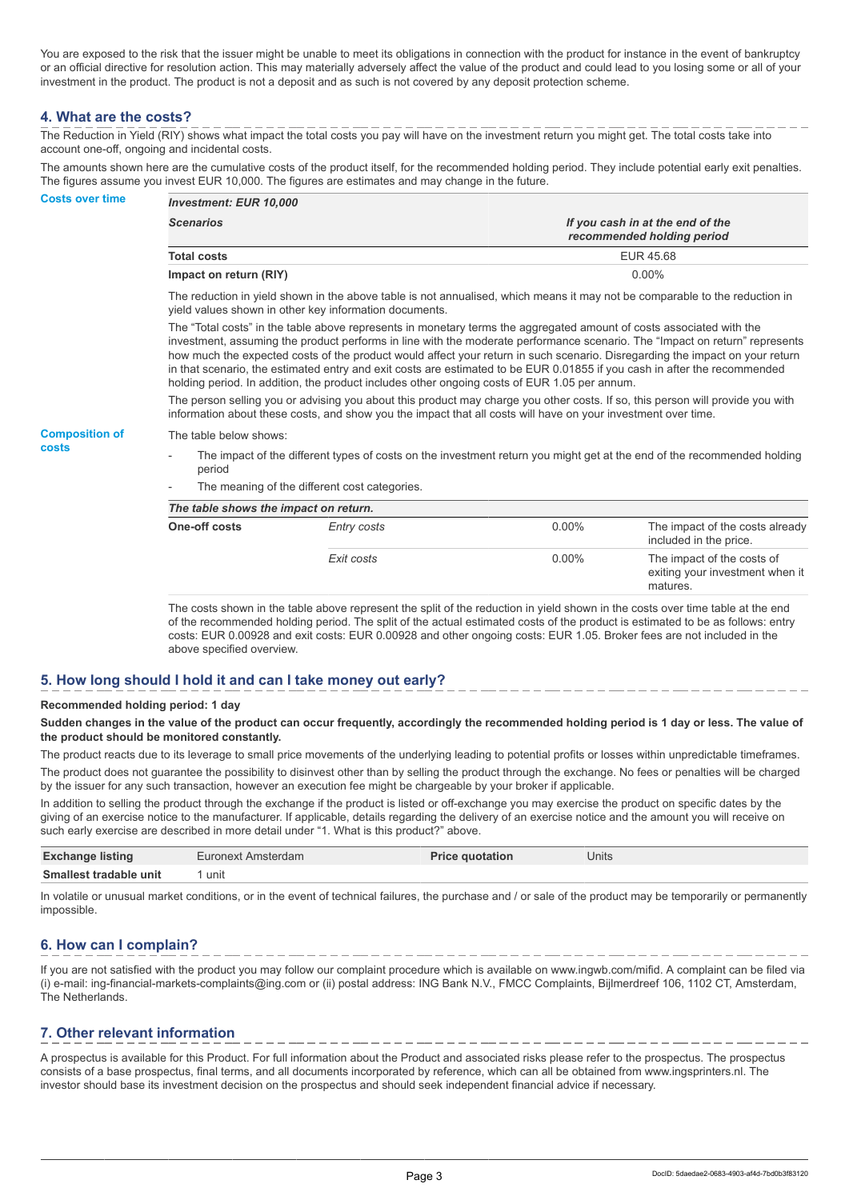You are exposed to the risk that the issuer might be unable to meet its obligations in connection with the product for instance in the event of bankruptcy or an official directive for resolution action. This may materially adversely affect the value of the product and could lead to you losing some or all of your investment in the product. The product is not a deposit and as such is not covered by any deposit protection scheme.

## 4. What are the costs?

The Reduction in Yield (RIY) shows what impact the total costs you pay will have on the investment return you might get. The total costs take into account one-off, ongoing and incidental costs.

The amounts shown here are the cumulative costs of the product itself, for the recommended holding period. They include potential early exit penalties. The figures assume you invest EUR 10,000. The figures are estimates and may change in the future.

**Costs over time**

| *Investment: EUR 10,000* | |
|---|---|
| ***Scenarios*** | ***If you cash in at the end of the recommended holding period*** |
| **Total costs** | EUR 45.68 |
| **Impact on return (RIY)** | 0.00% |

The reduction in yield shown in the above table is not annualised, which means it may not be comparable to the reduction in yield values shown in other key information documents.

The "Total costs" in the table above represents in monetary terms the aggregated amount of costs associated with the investment, assuming the product performs in line with the moderate performance scenario. The "Impact on return" represents how much the expected costs of the product would affect your return in such scenario. Disregarding the impact on your return in that scenario, the estimated entry and exit costs are estimated to be EUR 0.01855 if you cash in after the recommended holding period. In addition, the product includes other ongoing costs of EUR 1.05 per annum.

The person selling you or advising you about this product may charge you other costs. If so, this person will provide you with information about these costs, and show you the impact that all costs will have on your investment over time.

**Composition of costs**

The table below shows:

- The impact of the different types of costs on the investment return you might get at the end of the recommended holding period
- The meaning of the different cost categories.

| *The table shows the impact on return.* | | | |
|---|---|---|---|
| **One-off costs** | *Entry costs* | 0.00% | The impact of the costs already included in the price. |
| | *Exit costs* | 0.00% | The impact of the costs of exiting your investment when it matures. |

The costs shown in the table above represent the split of the reduction in yield shown in the costs over time table at the end of the recommended holding period. The split of the actual estimated costs of the product is estimated to be as follows: entry costs: EUR 0.00928 and exit costs: EUR 0.00928 and other ongoing costs: EUR 1.05. Broker fees are not included in the above specified overview.

## 5. How long should I hold it and can I take money out early?

**Recommended holding period: 1 day**

**Sudden changes in the value of the product can occur frequently, accordingly the recommended holding period is 1 day or less. The value of the product should be monitored constantly.**

The product reacts due to its leverage to small price movements of the underlying leading to potential profits or losses within unpredictable timeframes.

The product does not guarantee the possibility to disinvest other than by selling the product through the exchange. No fees or penalties will be charged by the issuer for any such transaction, however an execution fee might be chargeable by your broker if applicable.

In addition to selling the product through the exchange if the product is listed or off-exchange you may exercise the product on specific dates by the giving of an exercise notice to the manufacturer. If applicable, details regarding the delivery of an exercise notice and the amount you will receive on such early exercise are described in more detail under "1. What is this product?" above.

| **Exchange listing** | Euronext Amsterdam | **Price quotation** | Units |
|---|---|---|---|
| **Smallest tradable unit** | 1 unit | | |

In volatile or unusual market conditions, or in the event of technical failures, the purchase and / or sale of the product may be temporarily or permanently impossible.

## 6. How can I complain?

If you are not satisfied with the product you may follow our complaint procedure which is available on www.ingwb.com/mifid. A complaint can be filed via (i) e-mail: ing-financial-markets-complaints@ing.com or (ii) postal address: ING Bank N.V., FMCC Complaints, Bijlmerdreef 106, 1102 CT, Amsterdam, The Netherlands.

## 7. Other relevant information

A prospectus is available for this Product. For full information about the Product and associated risks please refer to the prospectus. The prospectus consists of a base prospectus, final terms, and all documents incorporated by reference, which can all be obtained from www.ingsprinters.nl. The investor should base its investment decision on the prospectus and should seek independent financial advice if necessary.